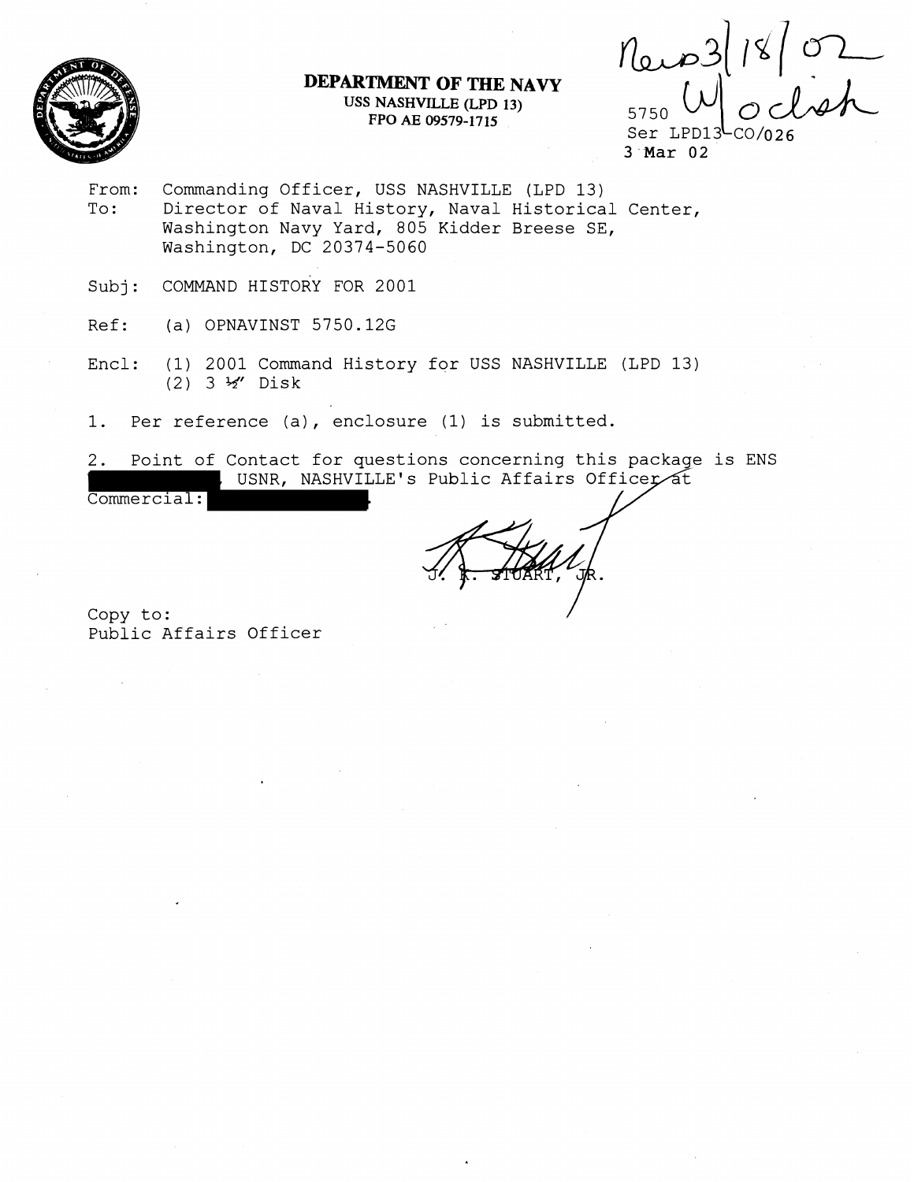**DEPARTMENT OF THE NAVY**
USS NASHVILLE (LPD 13)
FPO AE 09579-1715

5750
Ser LPD13-CO/026
3 Mar 02

From: Commanding Officer, USS NASHVILLE (LPD 13)
To: Director of Naval History, Naval Historical Center, Washington Navy Yard, 805 Kidder Breese SE, Washington, DC 20374-5060

Subj: COMMAND HISTORY FOR 2001

Ref: (a) OPNAVINST 5750.12G

Encl: (1) 2001 Command History for USS NASHVILLE (LPD 13)
(2) 3 ½" Disk

1. Per reference (a), enclosure (1) is submitted.

2. Point of Contact for questions concerning this package is ENS [REDACTED] USNR, NASHVILLE's Public Affairs Officer at Commercial: [REDACTED].

J. K. STUART, JR.

Copy to:
Public Affairs Officer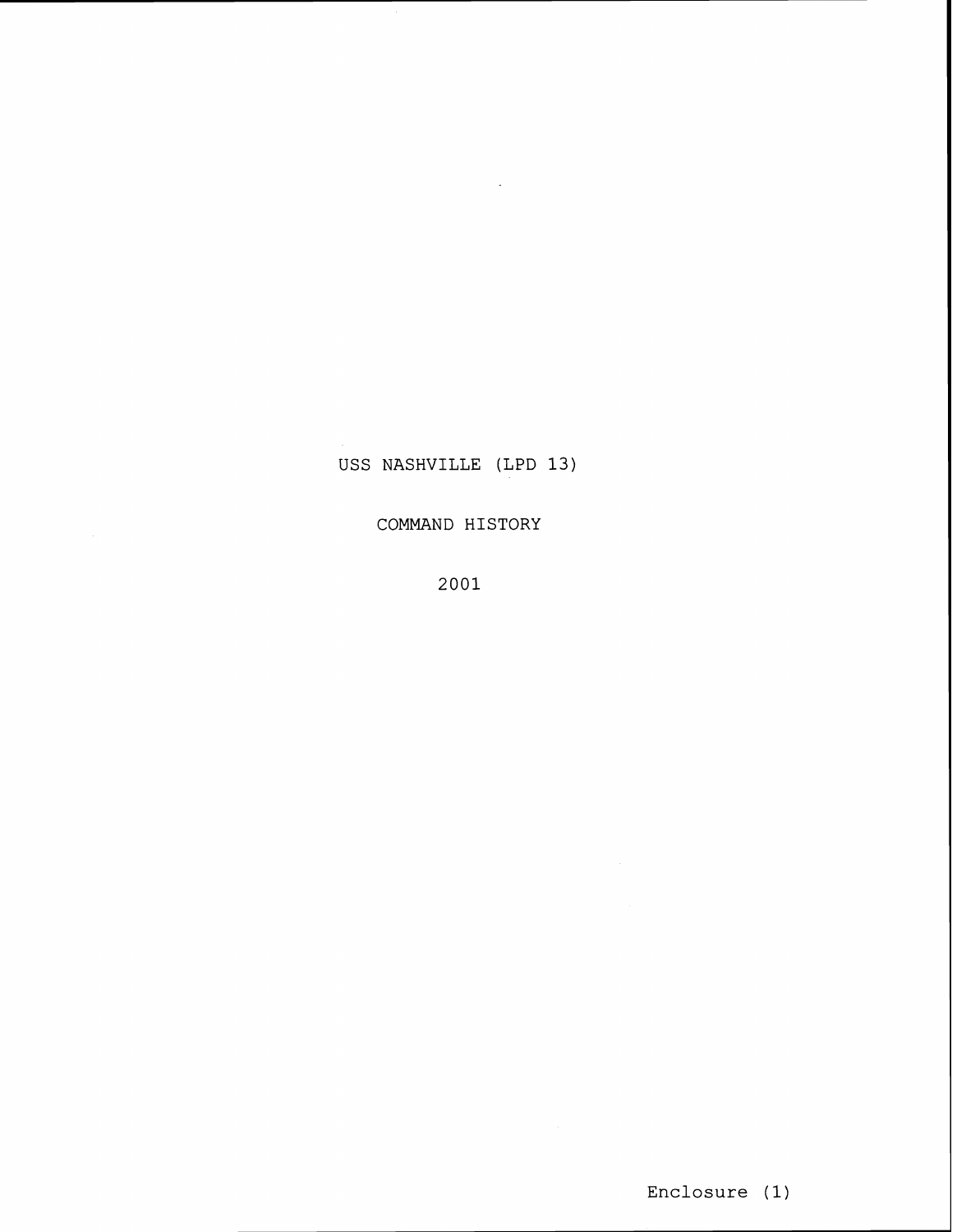# USS NASHVILLE (LPD 13)

## COMMAND HISTORY

## 2001

Enclosure (1)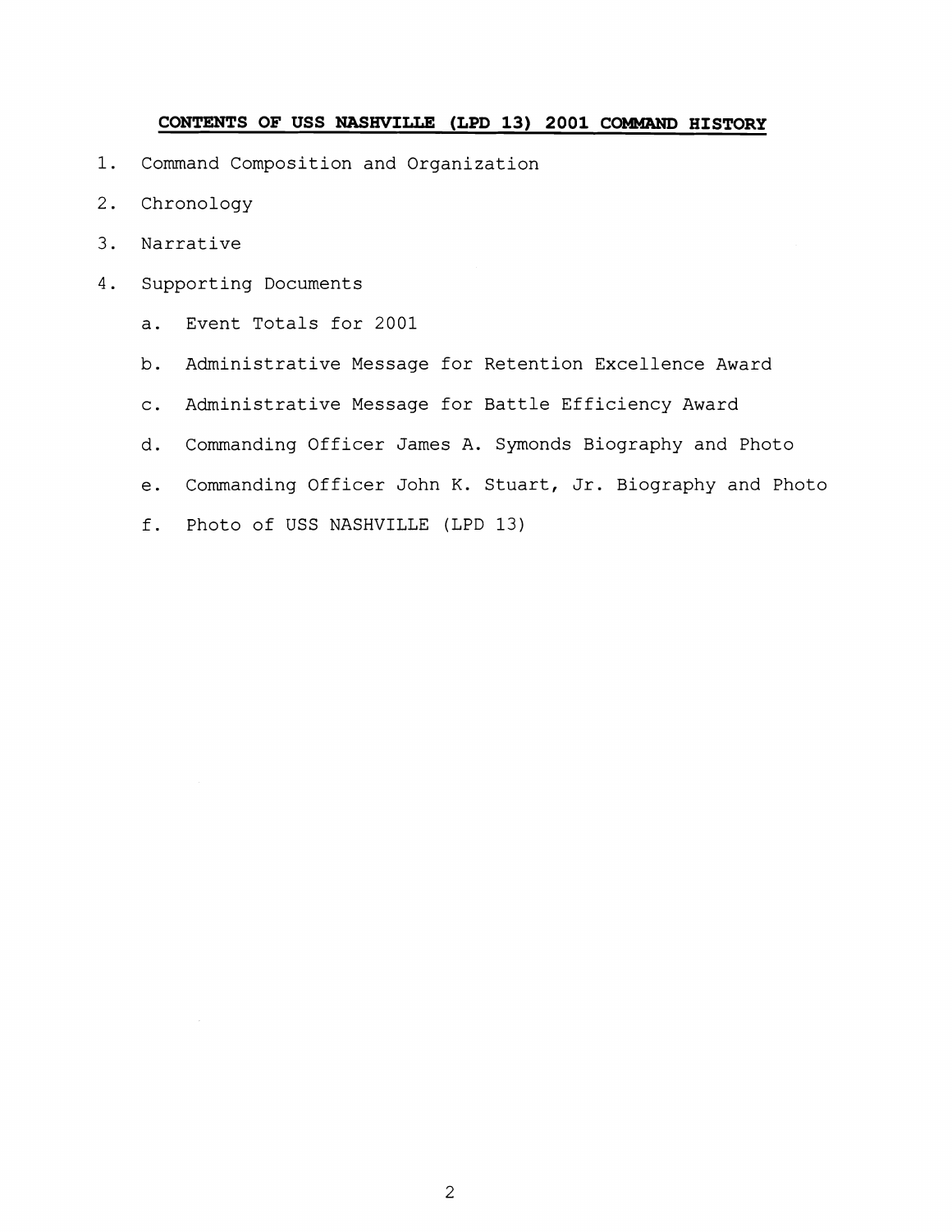## CONTENTS OF USS NASHVILLE (LPD 13) 2001 COMMAND HISTORY

1. Command Composition and Organization
2. Chronology
3. Narrative
4. Supporting Documents
   a. Event Totals for 2001
   b. Administrative Message for Retention Excellence Award
   c. Administrative Message for Battle Efficiency Award
   d. Commanding Officer James A. Symonds Biography and Photo
   e. Commanding Officer John K. Stuart, Jr. Biography and Photo
   f. Photo of USS NASHVILLE (LPD 13)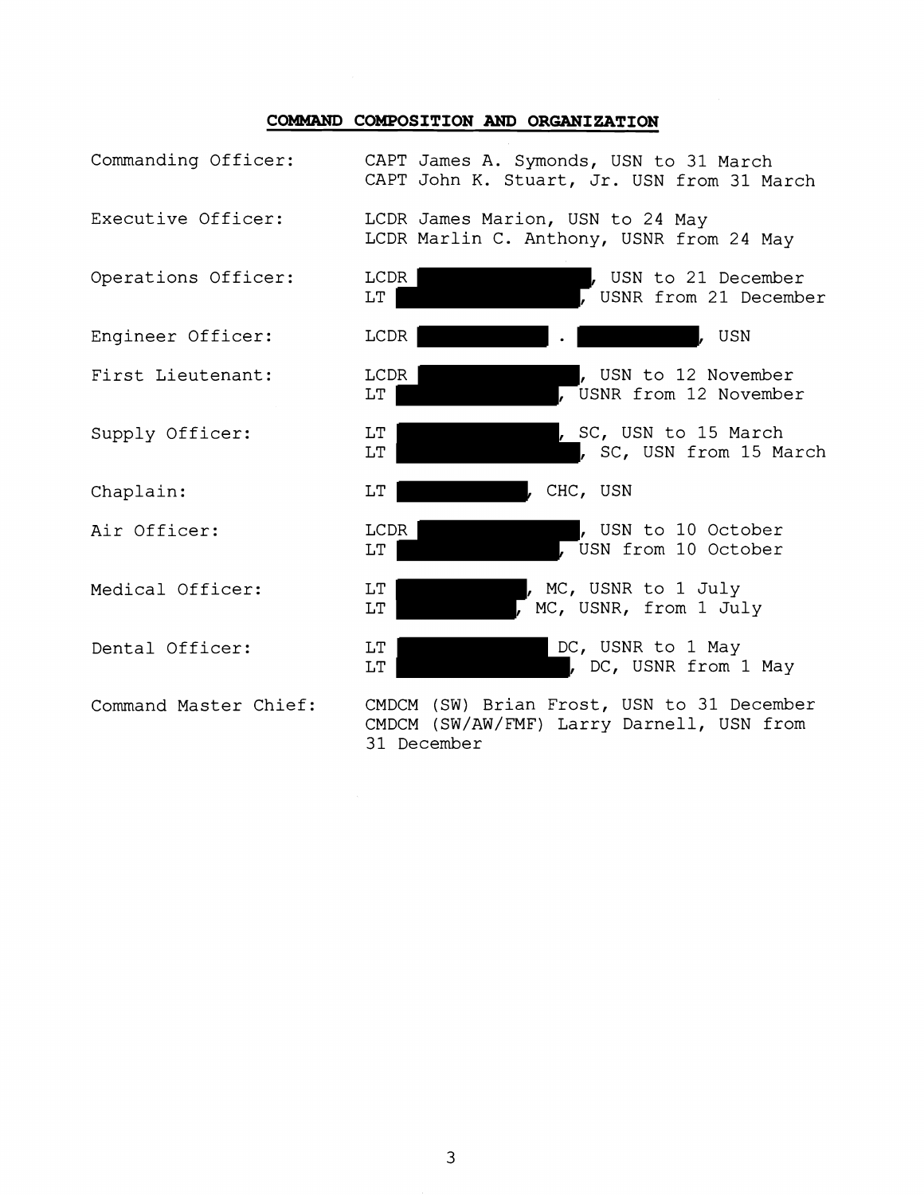## COMMAND COMPOSITION AND ORGANIZATION

| | |
|---|---|
| Commanding Officer: | CAPT James A. Symonds, USN to 31 March<br>CAPT John K. Stuart, Jr. USN from 31 March |
| Executive Officer: | LCDR James Marion, USN to 24 May<br>LCDR Marlin C. Anthony, USNR from 24 May |
| Operations Officer: | LCDR [REDACTED], USN to 21 December<br>LT [REDACTED], USNR from 21 December |
| Engineer Officer: | LCDR [REDACTED] . [REDACTED], USN |
| First Lieutenant: | LCDR [REDACTED], USN to 12 November<br>LT [REDACTED], USNR from 12 November |
| Supply Officer: | LT [REDACTED], SC, USN to 15 March<br>LT [REDACTED], SC, USN from 15 March |
| Chaplain: | LT [REDACTED], CHC, USN |
| Air Officer: | LCDR [REDACTED], USN to 10 October<br>LT [REDACTED], USN from 10 October |
| Medical Officer: | LT [REDACTED], MC, USNR to 1 July<br>LT [REDACTED], MC, USNR, from 1 July |
| Dental Officer: | LT [REDACTED] DC, USNR to 1 May<br>LT [REDACTED], DC, USNR from 1 May |
| Command Master Chief: | CMDCM (SW) Brian Frost, USN to 31 December<br>CMDCM (SW/AW/FMF) Larry Darnell, USN from 31 December |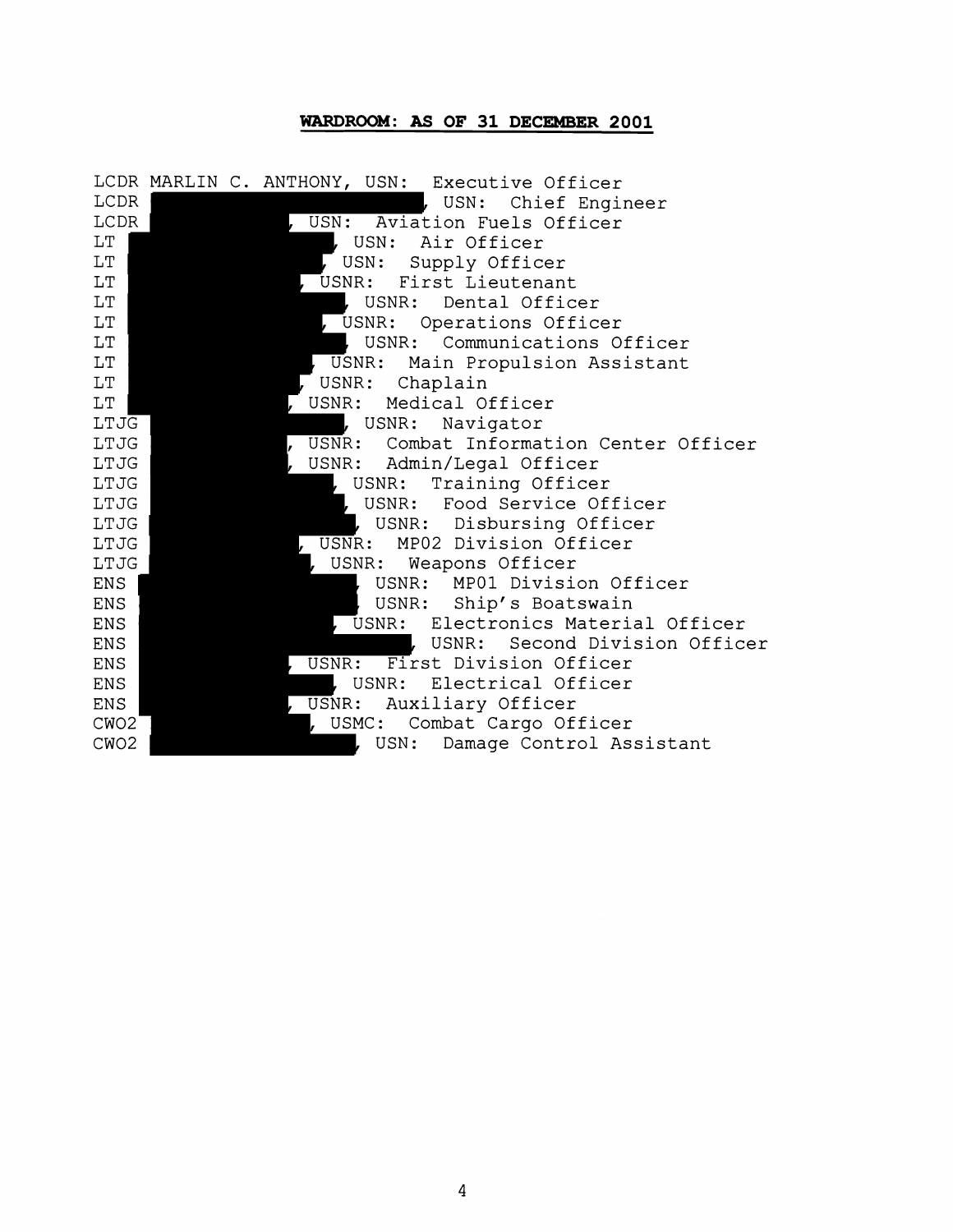# WARDROOM: AS OF 31 DECEMBER 2001

LCDR MARLIN C. ANTHONY, USN: Executive Officer
LCDR ██████████, USN: Chief Engineer
LCDR ██████████, USN: Aviation Fuels Officer
LT ██████████, USN: Air Officer
LT ██████████, USN: Supply Officer
LT ██████████, USNR: First Lieutenant
LT ██████████, USNR: Dental Officer
LT ██████████, USNR: Operations Officer
LT ██████████, USNR: Communications Officer
LT ██████████, USNR: Main Propulsion Assistant
LT ██████████, USNR: Chaplain
LT ██████████, USNR: Medical Officer
LTJG ██████████, USNR: Navigator
LTJG ██████████, USNR: Combat Information Center Officer
LTJG ██████████, USNR: Admin/Legal Officer
LTJG ██████████, USNR: Training Officer
LTJG ██████████, USNR: Food Service Officer
LTJG ██████████, USNR: Disbursing Officer
LTJG ██████████, USNR: MP02 Division Officer
LTJG ██████████, USNR: Weapons Officer
ENS ██████████, USNR: MP01 Division Officer
ENS ██████████, USNR: Ship's Boatswain
ENS ██████████, USNR: Electronics Material Officer
ENS ██████████, USNR: Second Division Officer
ENS ██████████, USNR: First Division Officer
ENS ██████████, USNR: Electrical Officer
ENS ██████████, USNR: Auxiliary Officer
CWO2 ██████████, USMC: Combat Cargo Officer
CWO2 ██████████, USN: Damage Control Assistant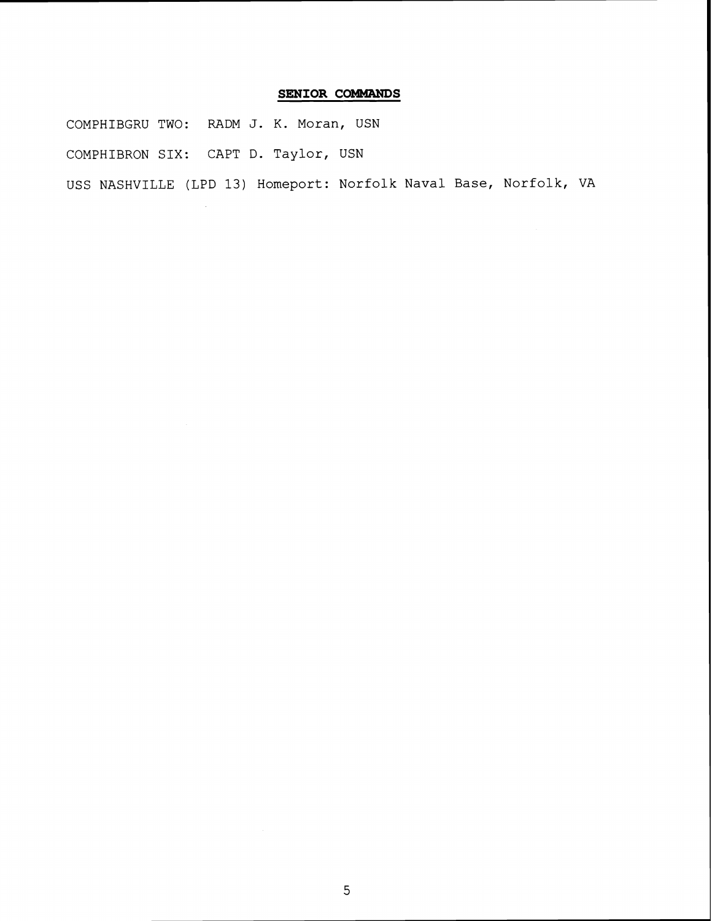## SENIOR COMMANDS

COMPHIBGRU TWO: RADM J. K. Moran, USN

COMPHIBRON SIX: CAPT D. Taylor, USN

USS NASHVILLE (LPD 13) Homeport: Norfolk Naval Base, Norfolk, VA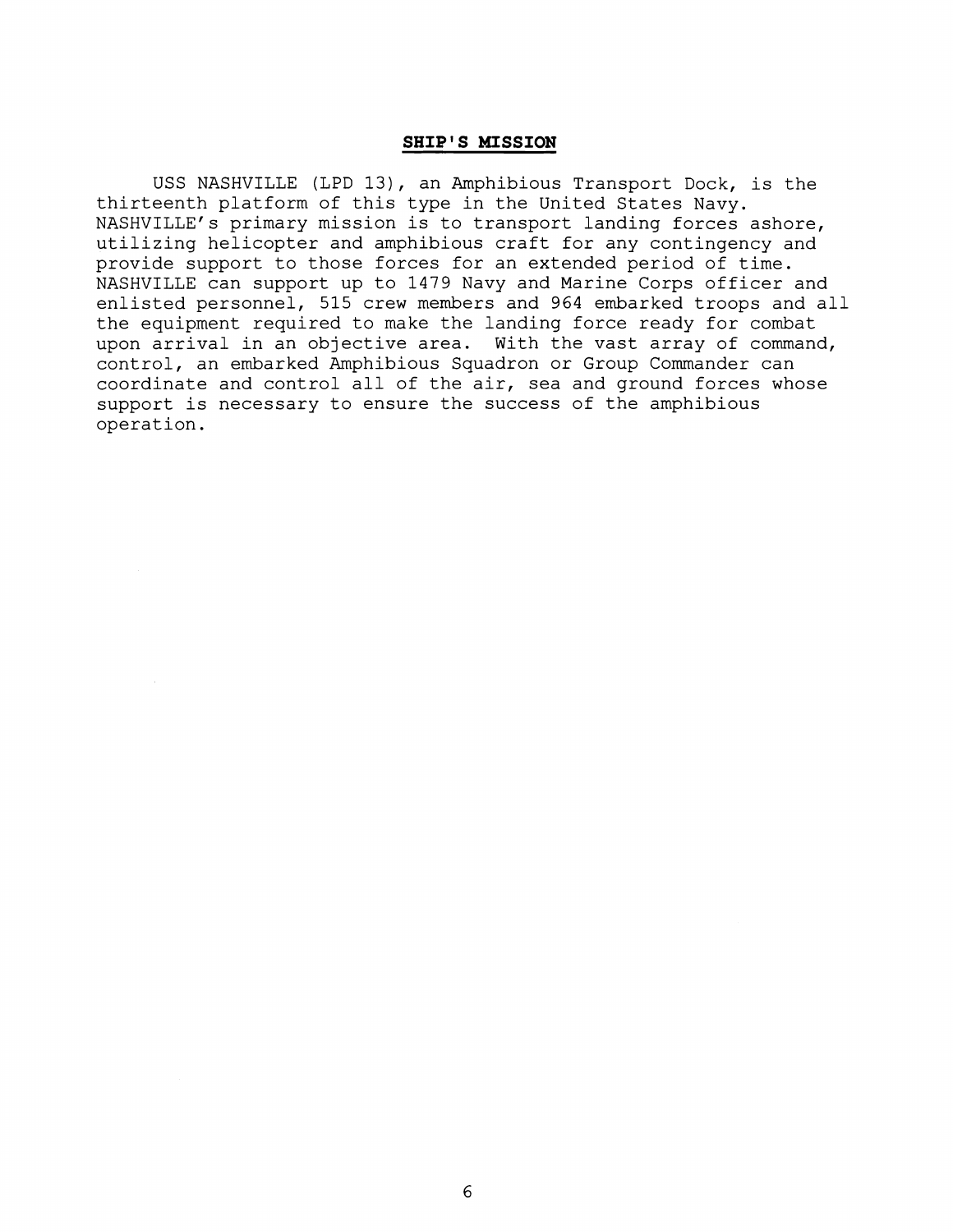## **SHIP'S MISSION**

USS NASHVILLE (LPD 13), an Amphibious Transport Dock, is the thirteenth platform of this type in the United States Navy. NASHVILLE's primary mission is to transport landing forces ashore, utilizing helicopter and amphibious craft for any contingency and provide support to those forces for an extended period of time. NASHVILLE can support up to 1479 Navy and Marine Corps officer and enlisted personnel, 515 crew members and 964 embarked troops and all the equipment required to make the landing force ready for combat upon arrival in an objective area. With the vast array of command, control, an embarked Amphibious Squadron or Group Commander can coordinate and control all of the air, sea and ground forces whose support is necessary to ensure the success of the amphibious operation.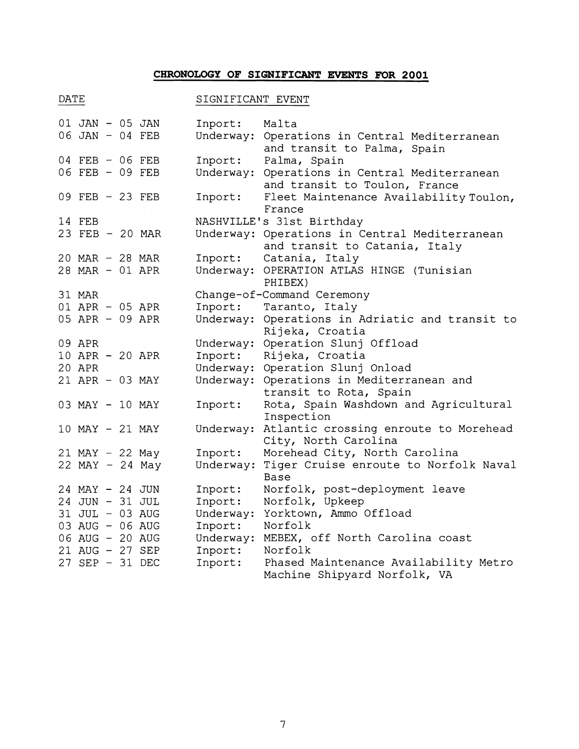# CHRONOLOGY OF SIGNIFICANT EVENTS FOR 2001

| DATE | SIGNIFICANT EVENT | |
|---|---|---|
| 01 JAN - 05 JAN | Inport: | Malta |
| 06 JAN - 04 FEB | Underway: | Operations in Central Mediterranean and transit to Palma, Spain |
| 04 FEB - 06 FEB | Inport: | Palma, Spain |
| 06 FEB - 09 FEB | Underway: | Operations in Central Mediterranean and transit to Toulon, France |
| 09 FEB - 23 FEB | Inport: | Fleet Maintenance Availability Toulon, France |
| 14 FEB | NASHVILLE's 31st Birthday | |
| 23 FEB - 20 MAR | Underway: | Operations in Central Mediterranean and transit to Catania, Italy |
| 20 MAR - 28 MAR | Inport: | Catania, Italy |
| 28 MAR - 01 APR | Underway: | OPERATION ATLAS HINGE (Tunisian PHIBEX) |
| 31 MAR | Change-of-Command Ceremony | |
| 01 APR - 05 APR | Inport: | Taranto, Italy |
| 05 APR - 09 APR | Underway: | Operations in Adriatic and transit to Rijeka, Croatia |
| 09 APR | Underway: | Operation Slunj Offload |
| 10 APR - 20 APR | Inport: | Rijeka, Croatia |
| 20 APR | Underway: | Operation Slunj Onload |
| 21 APR - 03 MAY | Underway: | Operations in Mediterranean and transit to Rota, Spain |
| 03 MAY - 10 MAY | Inport: | Rota, Spain Washdown and Agricultural Inspection |
| 10 MAY - 21 MAY | Underway: | Atlantic crossing enroute to Morehead City, North Carolina |
| 21 MAY - 22 May | Inport: | Morehead City, North Carolina |
| 22 MAY - 24 May | Underway: | Tiger Cruise enroute to Norfolk Naval Base |
| 24 MAY - 24 JUN | Inport: | Norfolk, post-deployment leave |
| 24 JUN - 31 JUL | Inport: | Norfolk, Upkeep |
| 31 JUL - 03 AUG | Underway: | Yorktown, Ammo Offload |
| 03 AUG - 06 AUG | Inport: | Norfolk |
| 06 AUG - 20 AUG | Underway: | MEBEX, off North Carolina coast |
| 21 AUG - 27 SEP | Inport: | Norfolk |
| 27 SEP - 31 DEC | Inport: | Phased Maintenance Availability Metro Machine Shipyard Norfolk, VA |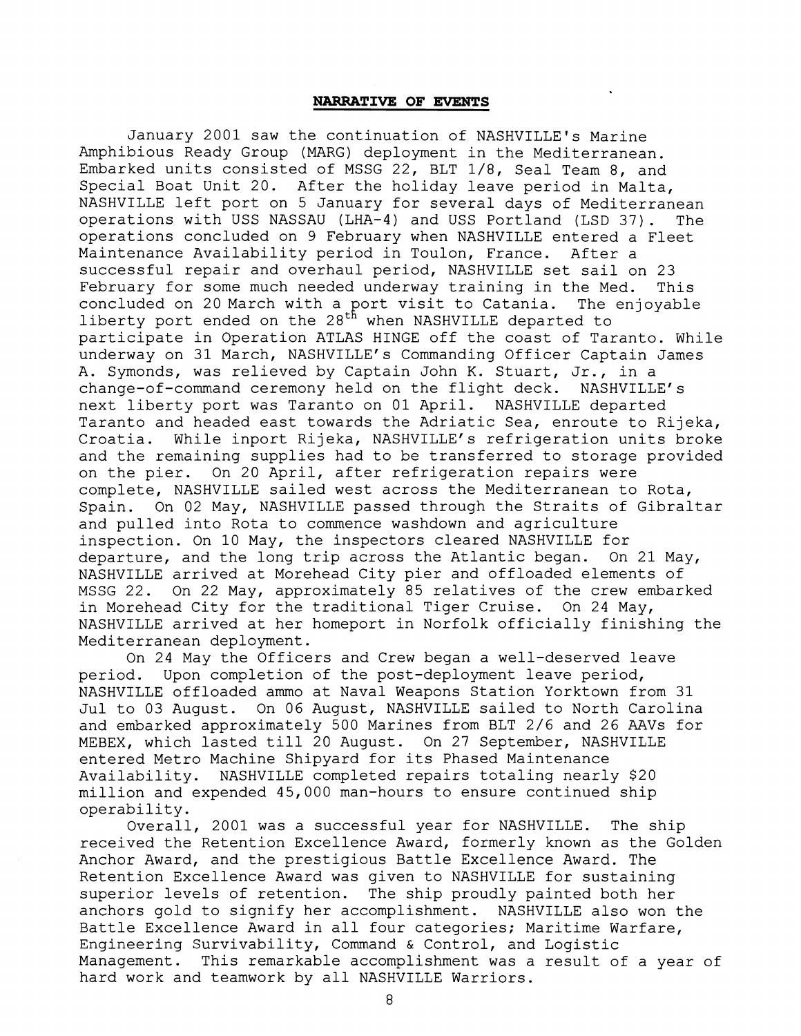## NARRATIVE OF EVENTS

January 2001 saw the continuation of NASHVILLE's Marine Amphibious Ready Group (MARG) deployment in the Mediterranean. Embarked units consisted of MSSG 22, BLT 1/8, Seal Team 8, and Special Boat Unit 20. After the holiday leave period in Malta, NASHVILLE left port on 5 January for several days of Mediterranean operations with USS NASSAU (LHA-4) and USS Portland (LSD 37). The operations concluded on 9 February when NASHVILLE entered a Fleet Maintenance Availability period in Toulon, France. After a successful repair and overhaul period, NASHVILLE set sail on 23 February for some much needed underway training in the Med. This concluded on 20 March with a port visit to Catania. The enjoyable liberty port ended on the 28th when NASHVILLE departed to participate in Operation ATLAS HINGE off the coast of Taranto. While underway on 31 March, NASHVILLE's Commanding Officer Captain James A. Symonds, was relieved by Captain John K. Stuart, Jr., in a change-of-command ceremony held on the flight deck. NASHVILLE's next liberty port was Taranto on 01 April. NASHVILLE departed Taranto and headed east towards the Adriatic Sea, enroute to Rijeka, Croatia. While inport Rijeka, NASHVILLE's refrigeration units broke and the remaining supplies had to be transferred to storage provided on the pier. On 20 April, after refrigeration repairs were complete, NASHVILLE sailed west across the Mediterranean to Rota, Spain. On 02 May, NASHVILLE passed through the Straits of Gibraltar and pulled into Rota to commence washdown and agriculture inspection. On 10 May, the inspectors cleared NASHVILLE for departure, and the long trip across the Atlantic began. On 21 May, NASHVILLE arrived at Morehead City pier and offloaded elements of MSSG 22. On 22 May, approximately 85 relatives of the crew embarked in Morehead City for the traditional Tiger Cruise. On 24 May, NASHVILLE arrived at her homeport in Norfolk officially finishing the Mediterranean deployment.

On 24 May the Officers and Crew began a well-deserved leave period. Upon completion of the post-deployment leave period, NASHVILLE offloaded ammo at Naval Weapons Station Yorktown from 31 Jul to 03 August. On 06 August, NASHVILLE sailed to North Carolina and embarked approximately 500 Marines from BLT 2/6 and 26 AAVs for MEBEX, which lasted till 20 August. On 27 September, NASHVILLE entered Metro Machine Shipyard for its Phased Maintenance Availability. NASHVILLE completed repairs totaling nearly $20 million and expended 45,000 man-hours to ensure continued ship operability.

Overall, 2001 was a successful year for NASHVILLE. The ship received the Retention Excellence Award, formerly known as the Golden Anchor Award, and the prestigious Battle Excellence Award. The Retention Excellence Award was given to NASHVILLE for sustaining superior levels of retention. The ship proudly painted both her anchors gold to signify her accomplishment. NASHVILLE also won the Battle Excellence Award in all four categories; Maritime Warfare, Engineering Survivability, Command & Control, and Logistic Management. This remarkable accomplishment was a result of a year of hard work and teamwork by all NASHVILLE Warriors.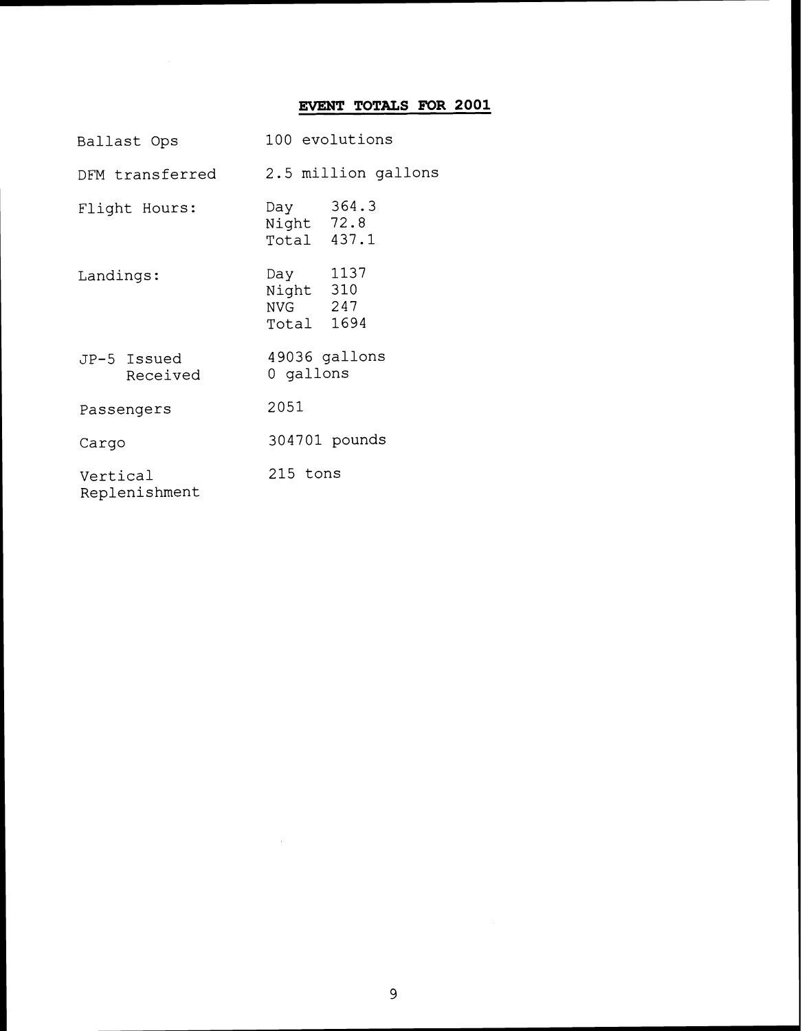# EVENT TOTALS FOR 2001

| | | |
|---|---|---|
| Ballast Ops | 100 evolutions | |
| DFM transferred | 2.5 million gallons | |
| Flight Hours: | Day | 364.3 |
| | Night | 72.8 |
| | Total | 437.1 |
| Landings: | Day | 1137 |
| | Night | 310 |
| | NVG | 247 |
| | Total | 1694 |
| JP-5 Issued | 49036 gallons | |
| Received | 0 gallons | |
| Passengers | 2051 | |
| Cargo | 304701 pounds | |
| Vertical Replenishment | 215 tons | |